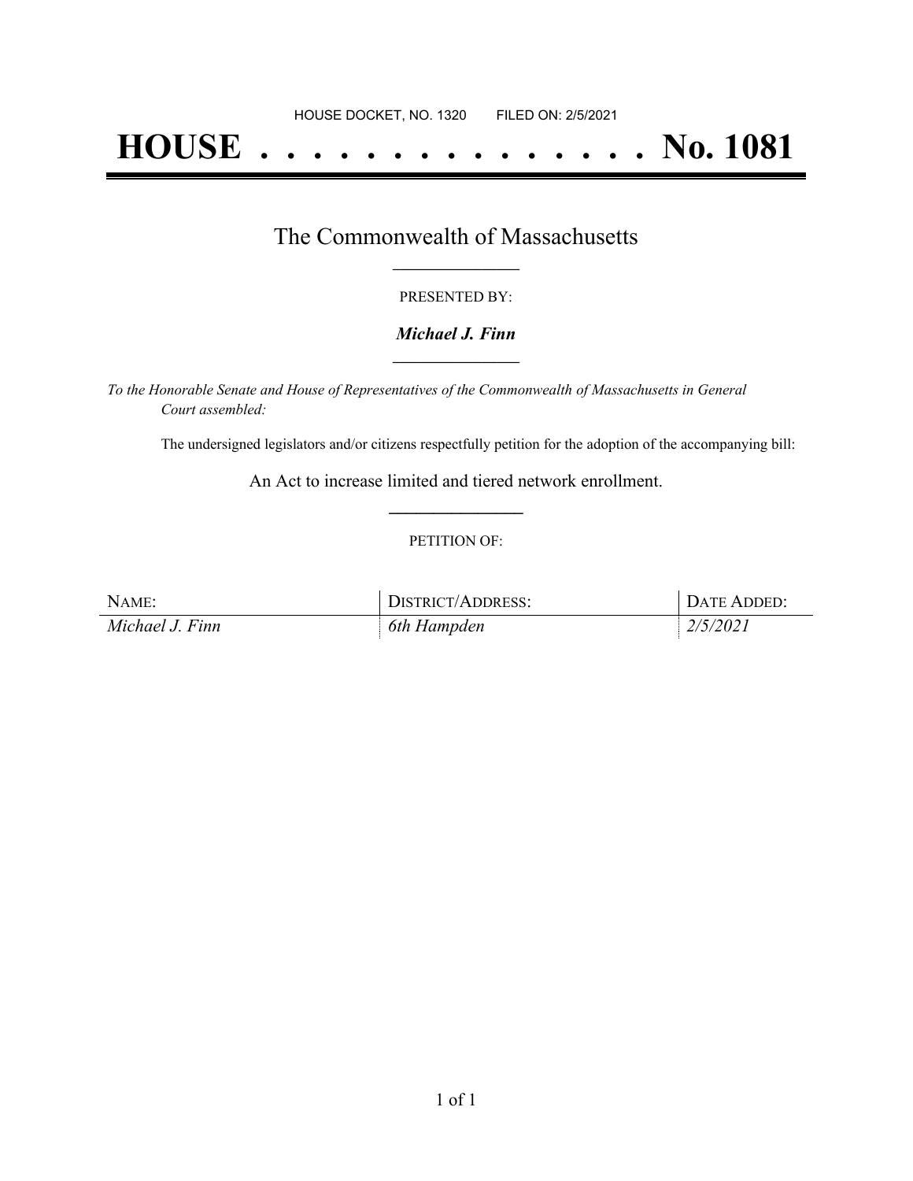HOUSE DOCKET, NO. 1320 FILED ON: 2/5/2021

# HOUSE . . . . . . . . . . . . . . . No. 1081

## The Commonwealth of Massachusetts

PRESENTED BY:

***Michael J. Finn***

*To the Honorable Senate and House of Representatives of the Commonwealth of Massachusetts in General Court assembled:*

The undersigned legislators and/or citizens respectfully petition for the adoption of the accompanying bill:

An Act to increase limited and tiered network enrollment.

PETITION OF:

| NAME: | DISTRICT/ADDRESS: | DATE ADDED: |
| --- | --- | --- |
| *Michael J. Finn* | *6th Hampden* | *2/5/2021* |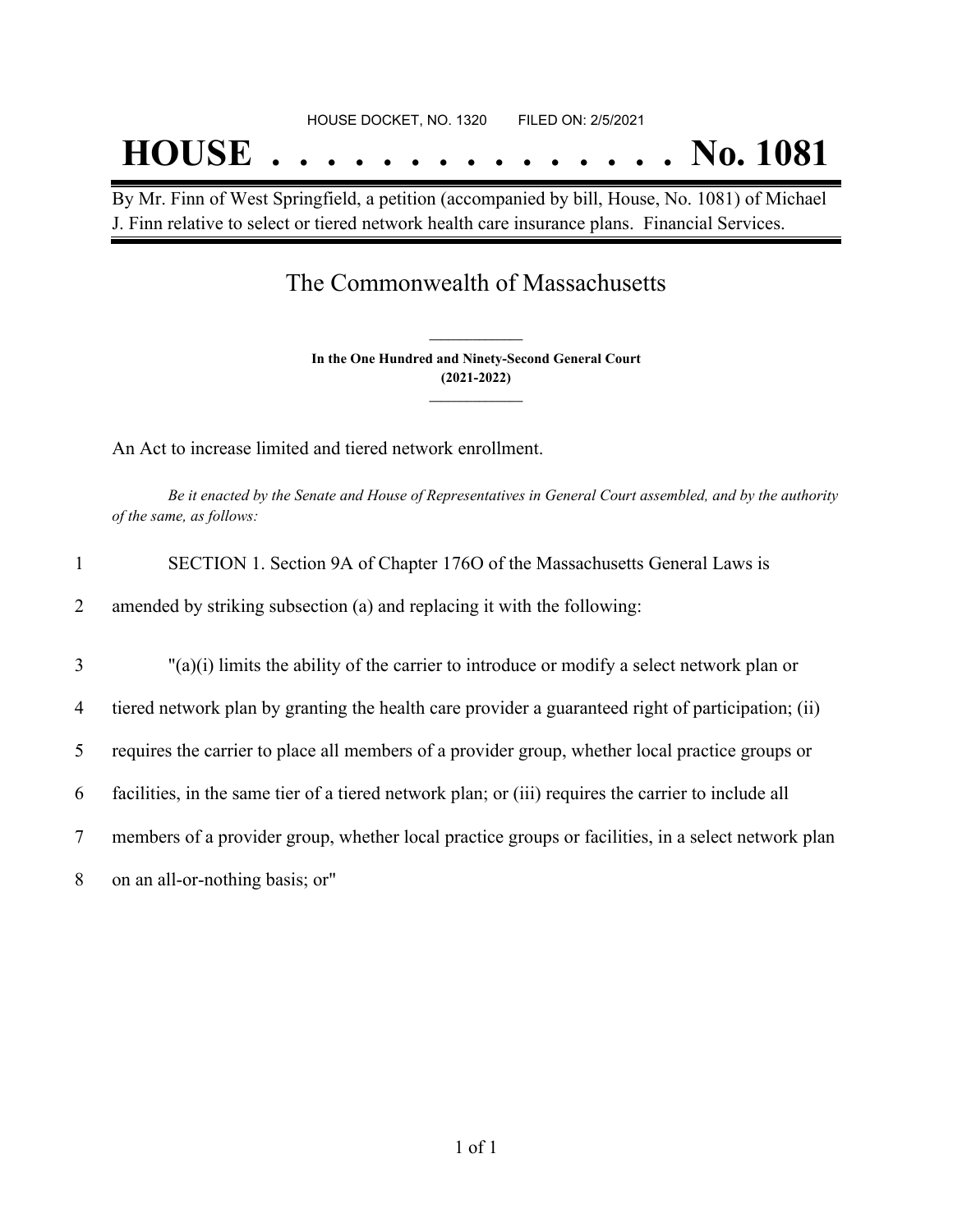HOUSE DOCKET, NO. 1320 FILED ON: 2/5/2021

# HOUSE . . . . . . . . . . . . . . . No. 1081

By Mr. Finn of West Springfield, a petition (accompanied by bill, House, No. 1081) of Michael J. Finn relative to select or tiered network health care insurance plans. Financial Services.

## The Commonwealth of Massachusetts

**In the One Hundred and Ninety-Second General Court**
**(2021-2022)**

An Act to increase limited and tiered network enrollment.

*Be it enacted by the Senate and House of Representatives in General Court assembled, and by the authority of the same, as follows:*

1 SECTION 1. Section 9A of Chapter 176O of the Massachusetts General Laws is
2 amended by striking subsection (a) and replacing it with the following:

3 "(a)(i) limits the ability of the carrier to introduce or modify a select network plan or
4 tiered network plan by granting the health care provider a guaranteed right of participation; (ii)
5 requires the carrier to place all members of a provider group, whether local practice groups or
6 facilities, in the same tier of a tiered network plan; or (iii) requires the carrier to include all
7 members of a provider group, whether local practice groups or facilities, in a select network plan
8 on an all-or-nothing basis; or"